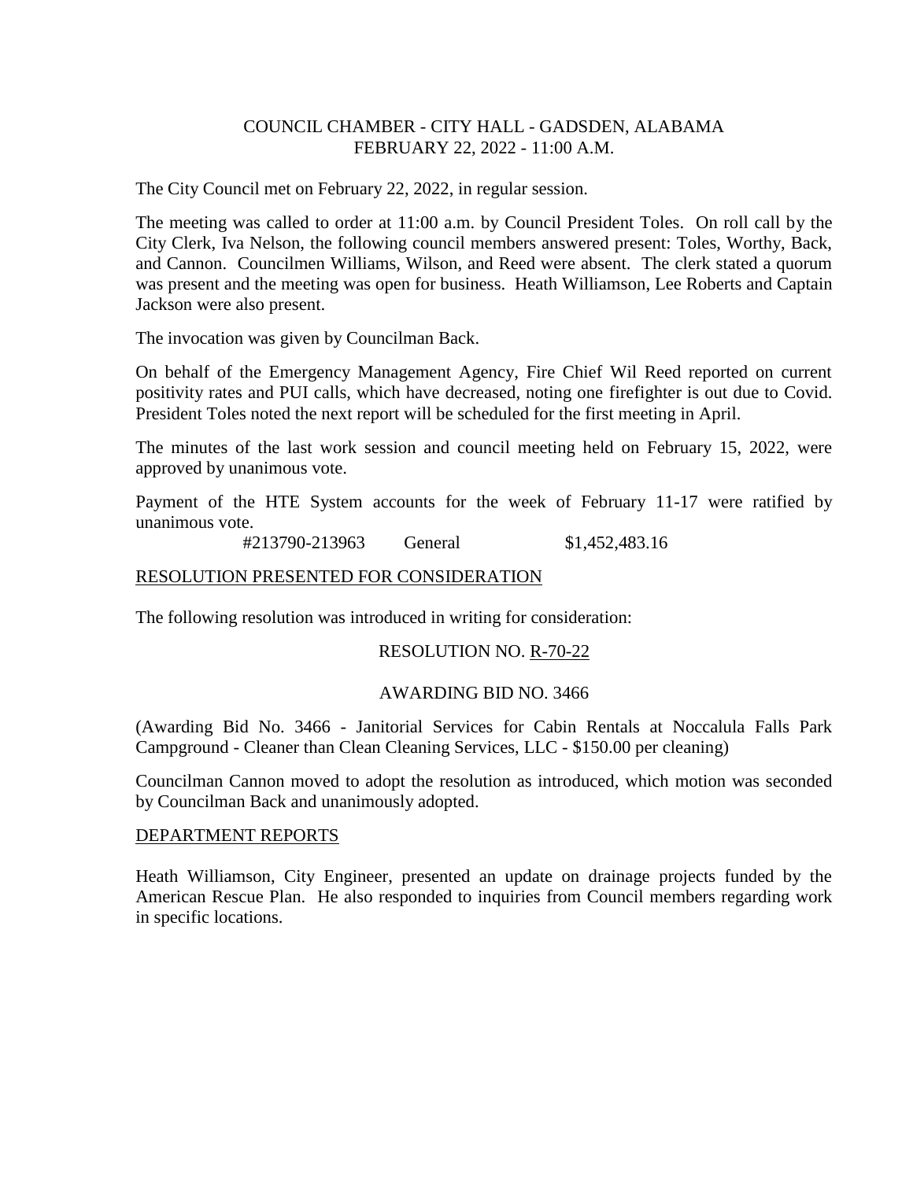COUNCIL CHAMBER - CITY HALL - GADSDEN, ALABAMA
FEBRUARY 22, 2022 - 11:00 A.M.

The City Council met on February 22, 2022, in regular session.

The meeting was called to order at 11:00 a.m. by Council President Toles. On roll call by the City Clerk, Iva Nelson, the following council members answered present: Toles, Worthy, Back, and Cannon. Councilmen Williams, Wilson, and Reed were absent. The clerk stated a quorum was present and the meeting was open for business. Heath Williamson, Lee Roberts and Captain Jackson were also present.

The invocation was given by Councilman Back.

On behalf of the Emergency Management Agency, Fire Chief Wil Reed reported on current positivity rates and PUI calls, which have decreased, noting one firefighter is out due to Covid. President Toles noted the next report will be scheduled for the first meeting in April.

The minutes of the last work session and council meeting held on February 15, 2022, were approved by unanimous vote.

Payment of the HTE System accounts for the week of February 11-17 were ratified by unanimous vote.

#213790-213963 General $1,452,483.16

RESOLUTION PRESENTED FOR CONSIDERATION

The following resolution was introduced in writing for consideration:

RESOLUTION NO. R-70-22

AWARDING BID NO. 3466

(Awarding Bid No. 3466 - Janitorial Services for Cabin Rentals at Noccalula Falls Park Campground - Cleaner than Clean Cleaning Services, LLC - $150.00 per cleaning)

Councilman Cannon moved to adopt the resolution as introduced, which motion was seconded by Councilman Back and unanimously adopted.

DEPARTMENT REPORTS

Heath Williamson, City Engineer, presented an update on drainage projects funded by the American Rescue Plan. He also responded to inquiries from Council members regarding work in specific locations.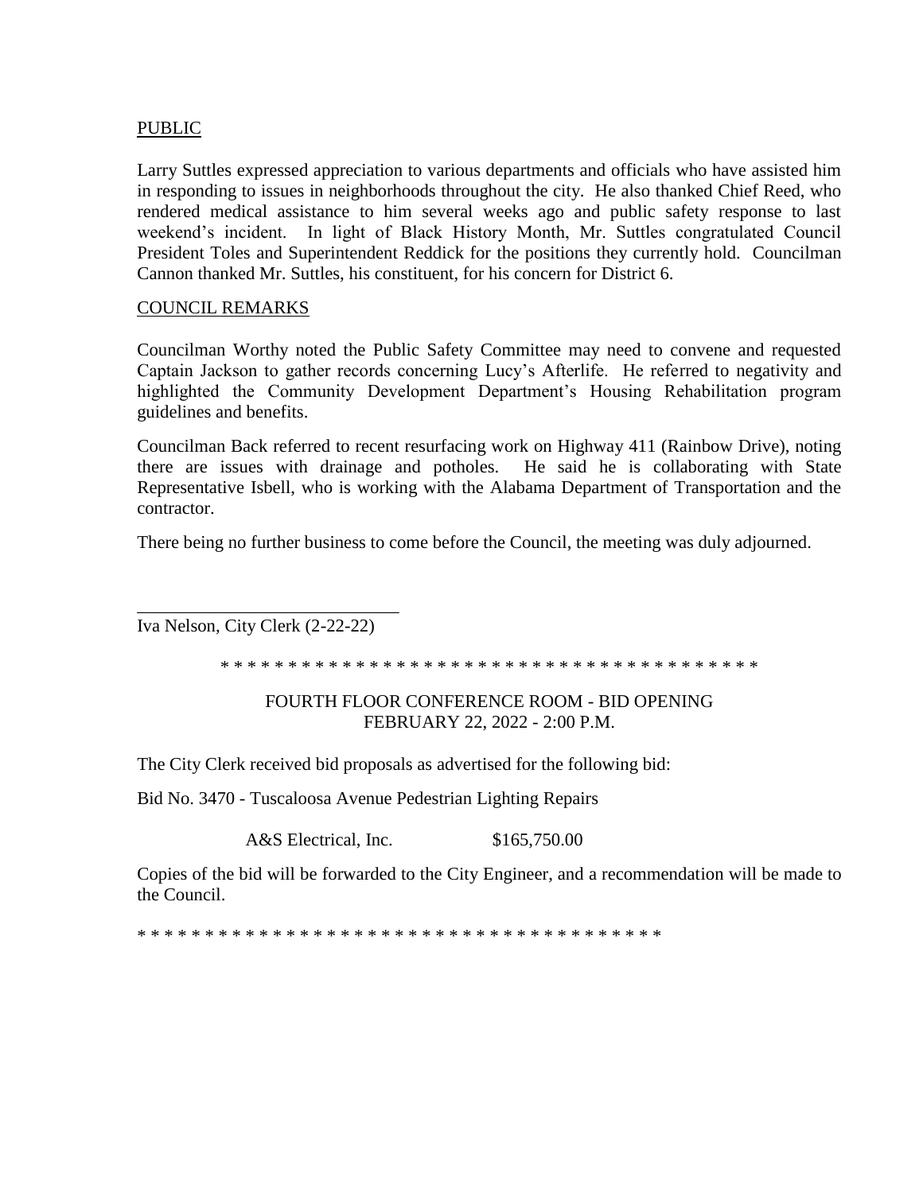PUBLIC

Larry Suttles expressed appreciation to various departments and officials who have assisted him in responding to issues in neighborhoods throughout the city. He also thanked Chief Reed, who rendered medical assistance to him several weeks ago and public safety response to last weekend's incident. In light of Black History Month, Mr. Suttles congratulated Council President Toles and Superintendent Reddick for the positions they currently hold. Councilman Cannon thanked Mr. Suttles, his constituent, for his concern for District 6.

COUNCIL REMARKS

Councilman Worthy noted the Public Safety Committee may need to convene and requested Captain Jackson to gather records concerning Lucy's Afterlife. He referred to negativity and highlighted the Community Development Department's Housing Rehabilitation program guidelines and benefits.

Councilman Back referred to recent resurfacing work on Highway 411 (Rainbow Drive), noting there are issues with drainage and potholes. He said he is collaborating with State Representative Isbell, who is working with the Alabama Department of Transportation and the contractor.

There being no further business to come before the Council, the meeting was duly adjourned.

\_\_\_\_\_\_\_\_\_\_\_\_\_\_\_\_\_\_\_\_\_\_\_\_\_\_\_\_\_\_

Iva Nelson, City Clerk (2-22-22)

\* \* \* \* \* \* \* \* \* \* \* \* \* \* \* \* \* \* \* \* \* \* \* \* \* \* \* \* \* \* \* \* \* \* \* \* \* \* \* \*

FOURTH FLOOR CONFERENCE ROOM - BID OPENING
FEBRUARY 22, 2022 - 2:00 P.M.

The City Clerk received bid proposals as advertised for the following bid:

Bid No. 3470 - Tuscaloosa Avenue Pedestrian Lighting Repairs

| | |
|---|---|
| A&S Electrical, Inc. | $165,750.00 |

Copies of the bid will be forwarded to the City Engineer, and a recommendation will be made to the Council.

\* \* \* \* \* \* \* \* \* \* \* \* \* \* \* \* \* \* \* \* \* \* \* \* \* \* \* \* \* \* \* \* \* \* \* \* \* \* \* \*